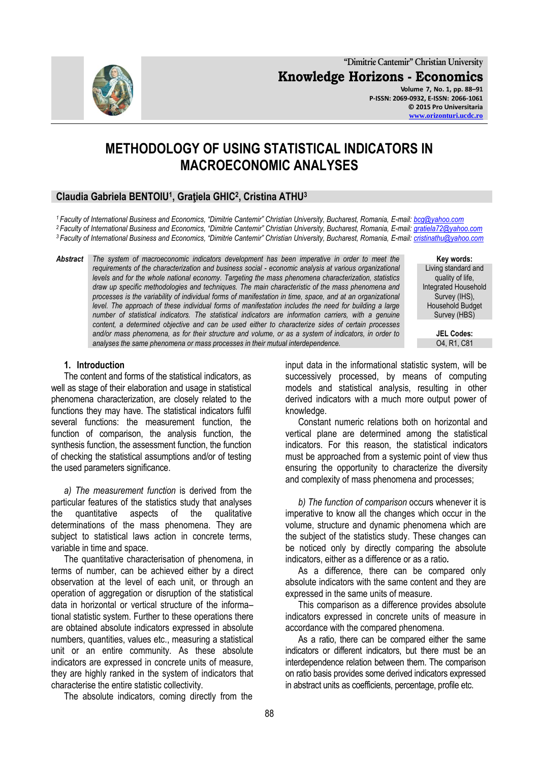# METHODOLOGY OF USING STATISTICAL INDICATORS IN MACROECONOMIC ANALYSES

**Claudia Gabriela BENTOIU[1], Graţiela GHIC[2], Cristina ATHU[3]**

[1] *Faculty of International Business and Economics, "Dimitrie Cantemir" Christian University, Bucharest, Romania, E-mail: bcg@yahoo.com*
[2] *Faculty of International Business and Economics, "Dimitrie Cantemir" Christian University, Bucharest, Romania, E-mail: gratiela72@yahoo.com*
[3] *Faculty of International Business and Economics, "Dimitrie Cantemir" Christian University, Bucharest, Romania, E-mail: cristinathu@yahoo.com*

**Abstract** *The system of macroeconomic indicators development has been imperative in order to meet the requirements of the characterization and business social - economic analysis at various organizational levels and for the whole national economy. Targeting the mass phenomena characterization, statistics draw up specific methodologies and techniques. The main characteristic of the mass phenomena and processes is the variability of individual forms of manifestation in time, space, and at an organizational level. The approach of these individual forms of manifestation includes the need for building a large number of statistical indicators. The statistical indicators are information carriers, with a genuine content, a determined objective and can be used either to characterize sides of certain processes and/or mass phenomena, as for their structure and volume, or as a system of indicators, in order to analyses the same phenomena or mass processes in their mutual interdependence.*

**Key words:** Living standard and quality of life, Integrated Household Survey (IHS), Household Budget Survey (HBS)

**JEL Codes:** O4, R1, C81

## 1. Introduction

The content and forms of the statistical indicators, as well as stage of their elaboration and usage in statistical phenomena characterization, are closely related to the functions they may have. The statistical indicators fulfil several functions: the measurement function, the function of comparison, the analysis function, the synthesis function, the assessment function, the function of checking the statistical assumptions and/or of testing the used parameters significance.

*a) The measurement function* is derived from the particular features of the statistics study that analyses the quantitative aspects of the qualitative determinations of the mass phenomena. They are subject to statistical laws action in concrete terms, variable in time and space.

The quantitative characterisation of phenomena, in terms of number, can be achieved either by a direct observation at the level of each unit, or through an operation of aggregation or disruption of the statistical data in horizontal or vertical structure of the informa–tional statistic system. Further to these operations there are obtained absolute indicators expressed in absolute numbers, quantities, values etc., measuring a statistical unit or an entire community. As these absolute indicators are expressed in concrete units of measure, they are highly ranked in the system of indicators that characterise the entire statistic collectivity.

The absolute indicators, coming directly from the input data in the informational statistic system, will be successively processed, by means of computing models and statistical analysis, resulting in other derived indicators with a much more output power of knowledge.

Constant numeric relations both on horizontal and vertical plane are determined among the statistical indicators. For this reason, the statistical indicators must be approached from a systemic point of view thus ensuring the opportunity to characterize the diversity and complexity of mass phenomena and processes;

*b) The function of comparison* occurs whenever it is imperative to know all the changes which occur in the volume, structure and dynamic phenomena which are the subject of the statistics study. These changes can be noticed only by directly comparing the absolute indicators, either as a difference or as a ratio**.**

As a difference, there can be compared only absolute indicators with the same content and they are expressed in the same units of measure.

This comparison as a difference provides absolute indicators expressed in concrete units of measure in accordance with the compared phenomena.

As a ratio, there can be compared either the same indicators or different indicators, but there must be an interdependence relation between them. The comparison on ratio basis provides some derived indicators expressed in abstract units as coefficients, percentage, profile etc.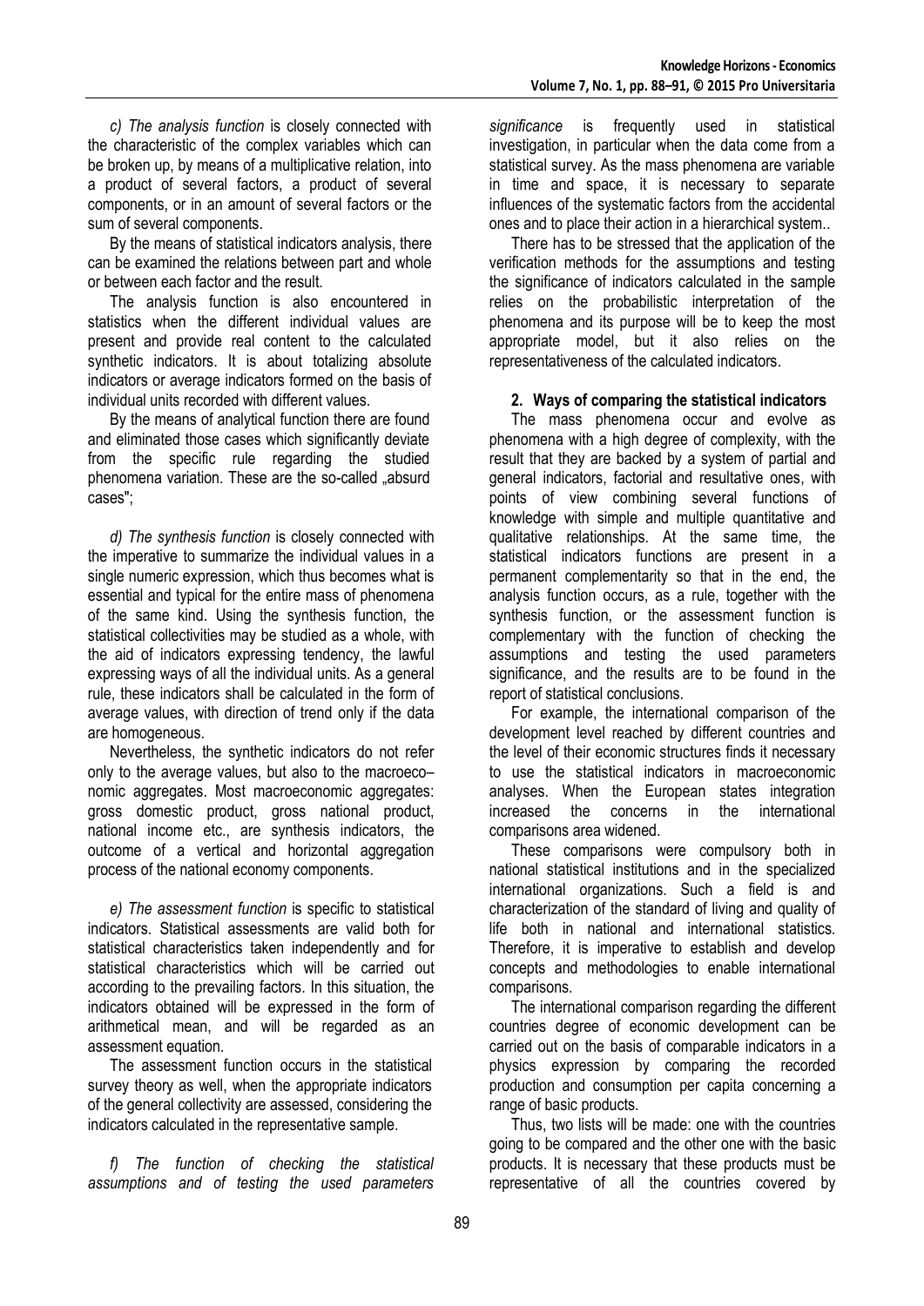*c) The analysis function* is closely connected with the characteristic of the complex variables which can be broken up, by means of a multiplicative relation, into a product of several factors, a product of several components, or in an amount of several factors or the sum of several components.

By the means of statistical indicators analysis, there can be examined the relations between part and whole or between each factor and the result.

The analysis function is also encountered in statistics when the different individual values are present and provide real content to the calculated synthetic indicators. It is about totalizing absolute indicators or average indicators formed on the basis of individual units recorded with different values.

By the means of analytical function there are found and eliminated those cases which significantly deviate from the specific rule regarding the studied phenomena variation. These are the so-called „absurd cases";

*d) The synthesis function* is closely connected with the imperative to summarize the individual values in a single numeric expression, which thus becomes what is essential and typical for the entire mass of phenomena of the same kind. Using the synthesis function, the statistical collectivities may be studied as a whole, with the aid of indicators expressing tendency, the lawful expressing ways of all the individual units. As a general rule, these indicators shall be calculated in the form of average values, with direction of trend only if the data are homogeneous.

Nevertheless, the synthetic indicators do not refer only to the average values, but also to the macroeco–nomic aggregates. Most macroeconomic aggregates: gross domestic product, gross national product, national income etc., are synthesis indicators, the outcome of a vertical and horizontal aggregation process of the national economy components.

*e) The assessment function* is specific to statistical indicators. Statistical assessments are valid both for statistical characteristics taken independently and for statistical characteristics which will be carried out according to the prevailing factors. In this situation, the indicators obtained will be expressed in the form of arithmetical mean, and will be regarded as an assessment equation.

The assessment function occurs in the statistical survey theory as well, when the appropriate indicators of the general collectivity are assessed, considering the indicators calculated in the representative sample.

*f) The function of checking the statistical assumptions and of testing the used parameters significance* is frequently used in statistical investigation, in particular when the data come from a statistical survey. As the mass phenomena are variable in time and space, it is necessary to separate influences of the systematic factors from the accidental ones and to place their action in a hierarchical system..

There has to be stressed that the application of the verification methods for the assumptions and testing the significance of indicators calculated in the sample relies on the probabilistic interpretation of the phenomena and its purpose will be to keep the most appropriate model, but it also relies on the representativeness of the calculated indicators.

### 2. Ways of comparing the statistical indicators

The mass phenomena occur and evolve as phenomena with a high degree of complexity, with the result that they are backed by a system of partial and general indicators, factorial and resultative ones, with points of view combining several functions of knowledge with simple and multiple quantitative and qualitative relationships. At the same time, the statistical indicators functions are present in a permanent complementarity so that in the end, the analysis function occurs, as a rule, together with the synthesis function, or the assessment function is complementary with the function of checking the assumptions and testing the used parameters significance, and the results are to be found in the report of statistical conclusions.

For example, the international comparison of the development level reached by different countries and the level of their economic structures finds it necessary to use the statistical indicators in macroeconomic analyses. When the European states integration increased the concerns in the international comparisons area widened.

These comparisons were compulsory both in national statistical institutions and in the specialized international organizations. Such a field is and characterization of the standard of living and quality of life both in national and international statistics. Therefore, it is imperative to establish and develop concepts and methodologies to enable international comparisons.

The international comparison regarding the different countries degree of economic development can be carried out on the basis of comparable indicators in a physics expression by comparing the recorded production and consumption per capita concerning a range of basic products.

Thus, two lists will be made: one with the countries going to be compared and the other one with the basic products. It is necessary that these products must be representative of all the countries covered by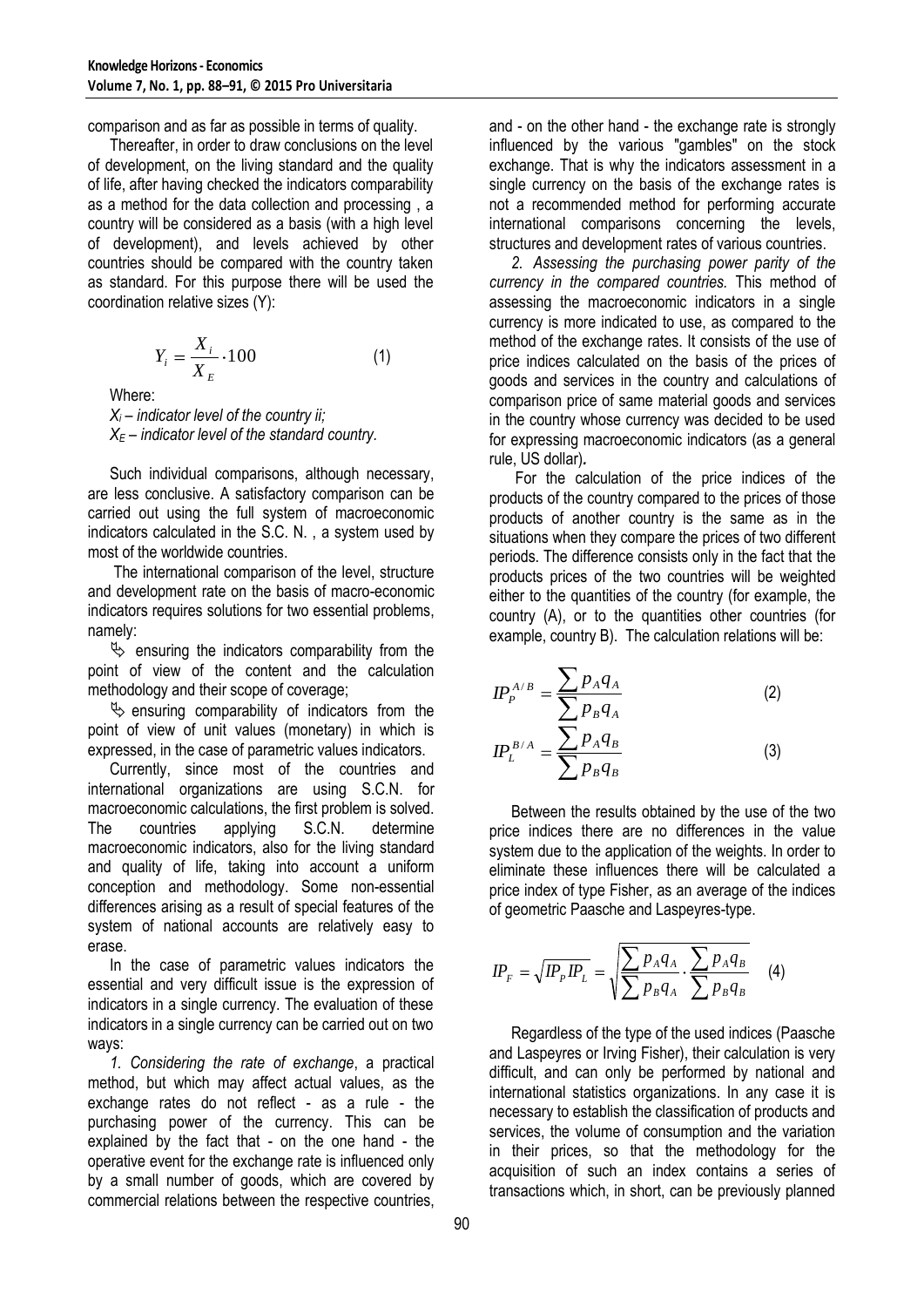comparison and as far as possible in terms of quality.

Thereafter, in order to draw conclusions on the level of development, on the living standard and the quality of life, after having checked the indicators comparability as a method for the data collection and processing , a country will be considered as a basis (with a high level of development), and levels achieved by other countries should be compared with the country taken as standard. For this purpose there will be used the coordination relative sizes (Y):

$$Y_i = \frac{X_i}{X_E} \cdot 100 \qquad (1)$$

Where:

*$X_i$ – indicator level of the country ii;*
*$X_E$ – indicator level of the standard country.*

Such individual comparisons, although necessary, are less conclusive. A satisfactory comparison can be carried out using the full system of macroeconomic indicators calculated in the S.C. N. , a system used by most of the worldwide countries.

The international comparison of the level, structure and development rate on the basis of macro-economic indicators requires solutions for two essential problems, namely:

- ensuring the indicators comparability from the point of view of the content and the calculation methodology and their scope of coverage;
- ensuring comparability of indicators from the point of view of unit values (monetary) in which is expressed, in the case of parametric values indicators.

Currently, since most of the countries and international organizations are using S.C.N. for macroeconomic calculations, the first problem is solved. The countries applying S.C.N. determine macroeconomic indicators, also for the living standard and quality of life, taking into account a uniform conception and methodology. Some non-essential differences arising as a result of special features of the system of national accounts are relatively easy to erase.

In the case of parametric values indicators the essential and very difficult issue is the expression of indicators in a single currency. The evaluation of these indicators in a single currency can be carried out on two ways:

*1. Considering the rate of exchange*, a practical method, but which may affect actual values, as the exchange rates do not reflect - as a rule - the purchasing power of the currency. This can be explained by the fact that - on the one hand - the operative event for the exchange rate is influenced only by a small number of goods, which are covered by commercial relations between the respective countries, and - on the other hand - the exchange rate is strongly influenced by the various "gambles" on the stock exchange. That is why the indicators assessment in a single currency on the basis of the exchange rates is not a recommended method for performing accurate international comparisons concerning the levels, structures and development rates of various countries.

*2. Assessing the purchasing power parity of the currency in the compared countries.* This method of assessing the macroeconomic indicators in a single currency is more indicated to use, as compared to the method of the exchange rates. It consists of the use of price indices calculated on the basis of the prices of goods and services in the country and calculations of comparison price of same material goods and services in the country whose currency was decided to be used for expressing macroeconomic indicators (as a general rule, US dollar)**.**

For the calculation of the price indices of the products of the country compared to the prices of those products of another country is the same as in the situations when they compare the prices of two different periods. The difference consists only in the fact that the products prices of the two countries will be weighted either to the quantities of the country (for example, the country (A), or to the quantities other countries (for example, country B). The calculation relations will be:

$$IP_P^{A/B} = \frac{\sum p_A q_A}{\sum p_B q_A} \qquad (2)$$

$$IP_L^{B/A} = \frac{\sum p_A q_B}{\sum p_B q_B} \qquad (3)$$

Between the results obtained by the use of the two price indices there are no differences in the value system due to the application of the weights. In order to eliminate these influences there will be calculated a price index of type Fisher, as an average of the indices of geometric Paasche and Laspeyres-type.

$$IP_F = \sqrt{IP_P IP_L} = \sqrt{\frac{\sum p_A q_A}{\sum p_B q_A} \cdot \frac{\sum p_A q_B}{\sum p_B q_B}} \qquad (4)$$

Regardless of the type of the used indices (Paasche and Laspeyres or Irving Fisher), their calculation is very difficult, and can only be performed by national and international statistics organizations. In any case it is necessary to establish the classification of products and services, the volume of consumption and the variation in their prices, so that the methodology for the acquisition of such an index contains a series of transactions which, in short, can be previously planned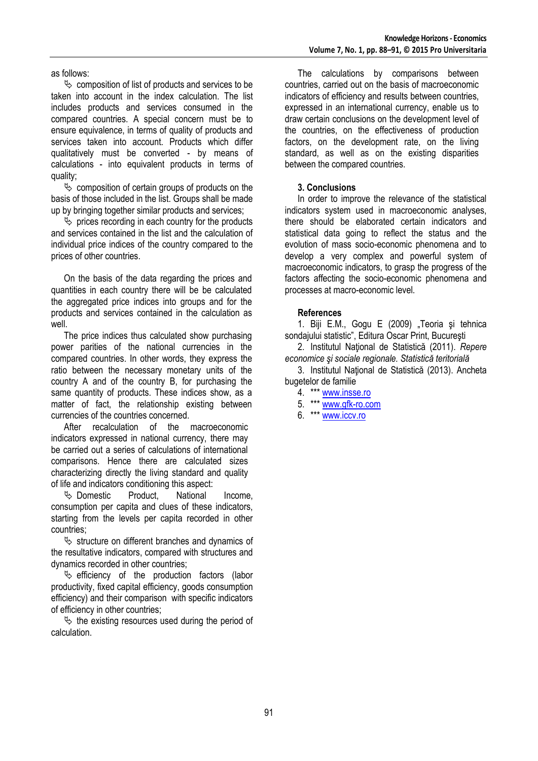as follows:

- composition of list of products and services to be taken into account in the index calculation. The list includes products and services consumed in the compared countries. A special concern must be to ensure equivalence, in terms of quality of products and services taken into account. Products which differ qualitatively must be converted - by means of calculations - into equivalent products in terms of quality;
- composition of certain groups of products on the basis of those included in the list. Groups shall be made up by bringing together similar products and services;
- prices recording in each country for the products and services contained in the list and the calculation of individual price indices of the country compared to the prices of other countries.

On the basis of the data regarding the prices and quantities in each country there will be be calculated the aggregated price indices into groups and for the products and services contained in the calculation as well.

The price indices thus calculated show purchasing power parities of the national currencies in the compared countries. In other words, they express the ratio between the necessary monetary units of the country A and of the country B, for purchasing the same quantity of products. These indices show, as a matter of fact, the relationship existing between currencies of the countries concerned.

After recalculation of the macroeconomic indicators expressed in national currency, there may be carried out a series of calculations of international comparisons. Hence there are calculated sizes characterizing directly the living standard and quality of life and indicators conditioning this aspect:

- Domestic Product, National Income, consumption per capita and clues of these indicators, starting from the levels per capita recorded in other countries;
- structure on different branches and dynamics of the resultative indicators, compared with structures and dynamics recorded in other countries;
- efficiency of the production factors (labor productivity, fixed capital efficiency, goods consumption efficiency) and their comparison with specific indicators of efficiency in other countries;
- the existing resources used during the period of calculation.

The calculations by comparisons between countries, carried out on the basis of macroeconomic indicators of efficiency and results between countries, expressed in an international currency, enable us to draw certain conclusions on the development level of the countries, on the effectiveness of production factors, on the development rate, on the living standard, as well as on the existing disparities between the compared countries.

### 3. Conclusions

In order to improve the relevance of the statistical indicators system used in macroeconomic analyses, there should be elaborated certain indicators and statistical data going to reflect the status and the evolution of mass socio-economic phenomena and to develop a very complex and powerful system of macroeconomic indicators, to grasp the progress of the factors affecting the socio-economic phenomena and processes at macro-economic level.

### References

1. Biji E.M., Gogu E (2009) „Teoria şi tehnica sondajului statistic", Editura Oscar Print, Bucureşti
2. Institutul Naţional de Statistică (2011). *Repere economice şi sociale regionale. Statistică teritorială*
3. Institutul Naţional de Statistică (2013). Ancheta bugetelor de familie
4. *** www.insse.ro
5. *** www.gfk-ro.com
6. *** www.iccv.ro